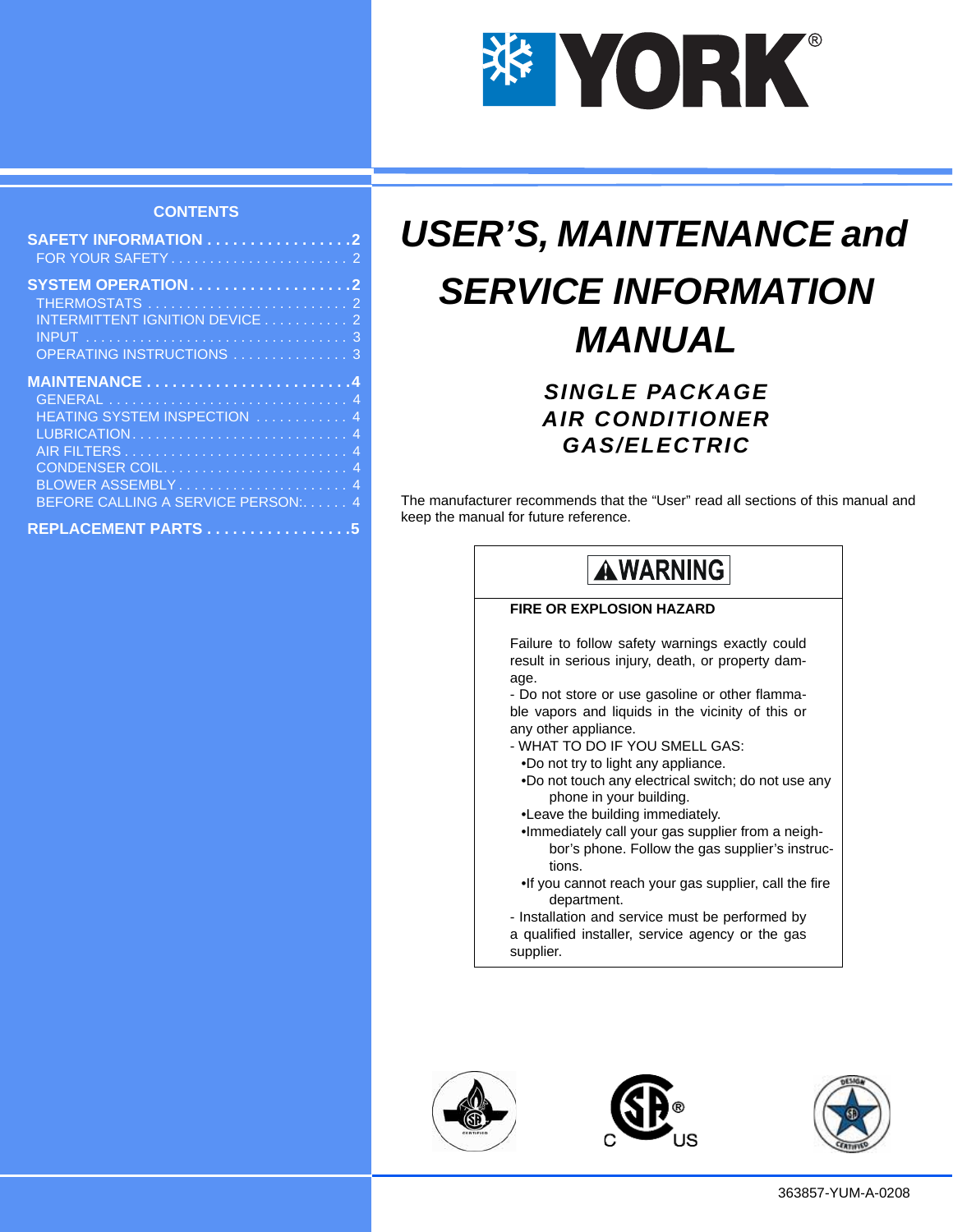YORK®

# USER'S, MAINTENANCE and SERVICE INFORMATION MANUAL

### SINGLE PACKAGE AIR CONDITIONER GAS/ELECTRIC

## CONTENTS

**SAFETY INFORMATION . . . . . . . . . . . . . . . . 2**
FOR YOUR SAFETY . . . . . . . . . . . . . . . . . . . . . . . 2

**SYSTEM OPERATION . . . . . . . . . . . . . . . . . . 2**
THERMOSTATS . . . . . . . . . . . . . . . . . . . . . . . . . . 2
INTERMITTENT IGNITION DEVICE . . . . . . . . . . . 2
INPUT . . . . . . . . . . . . . . . . . . . . . . . . . . . . . . . . . 3
OPERATING INSTRUCTIONS . . . . . . . . . . . . . . . 3

**MAINTENANCE . . . . . . . . . . . . . . . . . . . . . . . 4**
GENERAL . . . . . . . . . . . . . . . . . . . . . . . . . . . . . . 4
HEATING SYSTEM INSPECTION . . . . . . . . . . . . 4
LUBRICATION . . . . . . . . . . . . . . . . . . . . . . . . . . . 4
AIR FILTERS . . . . . . . . . . . . . . . . . . . . . . . . . . . . 4
CONDENSER COIL. . . . . . . . . . . . . . . . . . . . . . . . 4
BLOWER ASSEMBLY . . . . . . . . . . . . . . . . . . . . . . 4
BEFORE CALLING A SERVICE PERSON:. . . . . . 4

**REPLACEMENT PARTS . . . . . . . . . . . . . . . . . 5**

The manufacturer recommends that the "User" read all sections of this manual and keep the manual for future reference.

**⚠WARNING**

**FIRE OR EXPLOSION HAZARD**

Failure to follow safety warnings exactly could result in serious injury, death, or property damage.

- Do not store or use gasoline or other flammable vapors and liquids in the vicinity of this or any other appliance.
- WHAT TO DO IF YOU SMELL GAS:
  - Do not try to light any appliance.
  - Do not touch any electrical switch; do not use any phone in your building.
  - Leave the building immediately.
  - Immediately call your gas supplier from a neighbor's phone. Follow the gas supplier's instructions.
  - If you cannot reach your gas supplier, call the fire department.
- Installation and service must be performed by a qualified installer, service agency or the gas supplier.

363857-YUM-A-0208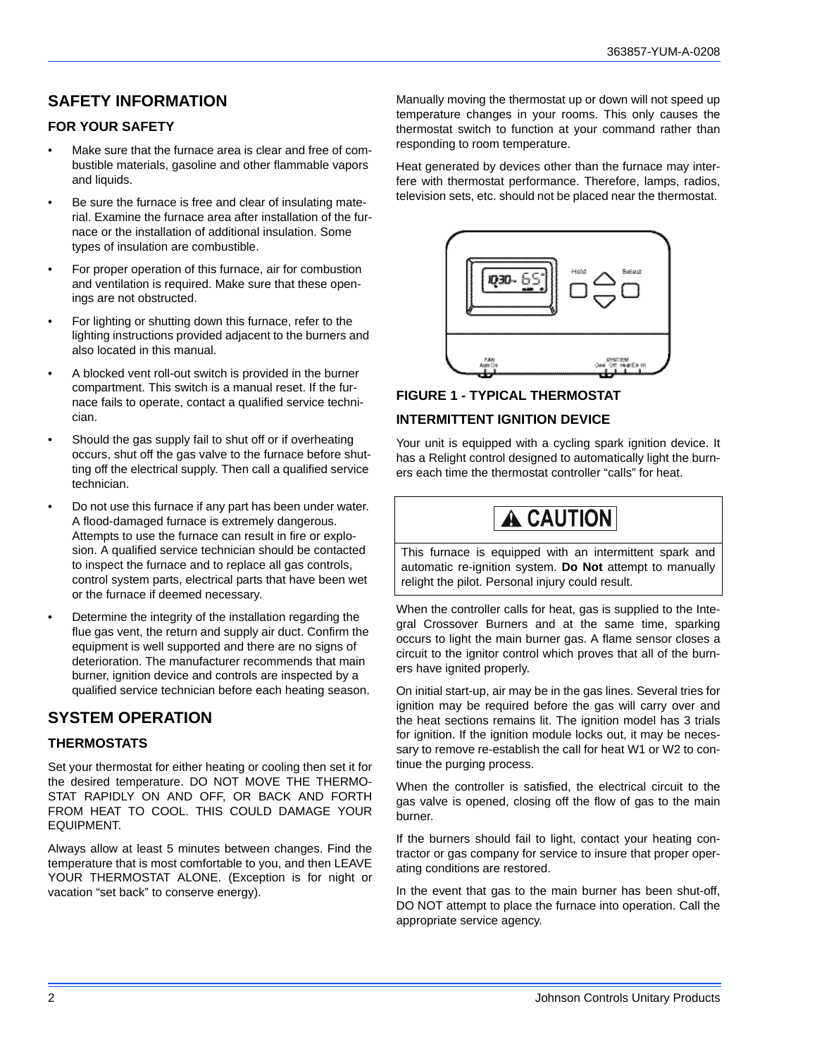## SAFETY INFORMATION

### FOR YOUR SAFETY

- Make sure that the furnace area is clear and free of combustible materials, gasoline and other flammable vapors and liquids.
- Be sure the furnace is free and clear of insulating material. Examine the furnace area after installation of the furnace or the installation of additional insulation. Some types of insulation are combustible.
- For proper operation of this furnace, air for combustion and ventilation is required. Make sure that these openings are not obstructed.
- For lighting or shutting down this furnace, refer to the lighting instructions provided adjacent to the burners and also located in this manual.
- A blocked vent roll-out switch is provided in the burner compartment. This switch is a manual reset. If the furnace fails to operate, contact a qualified service technician.
- Should the gas supply fail to shut off or if overheating occurs, shut off the gas valve to the furnace before shutting off the electrical supply. Then call a qualified service technician.
- Do not use this furnace if any part has been under water. A flood-damaged furnace is extremely dangerous. Attempts to use the furnace can result in fire or explosion. A qualified service technician should be contacted to inspect the furnace and to replace all gas controls, control system parts, electrical parts that have been wet or the furnace if deemed necessary.
- Determine the integrity of the installation regarding the flue gas vent, the return and supply air duct. Confirm the equipment is well supported and there are no signs of deterioration. The manufacturer recommends that main burner, ignition device and controls are inspected by a qualified service technician before each heating season.

## SYSTEM OPERATION

### THERMOSTATS

Set your thermostat for either heating or cooling then set it for the desired temperature. DO NOT MOVE THE THERMOSTAT RAPIDLY ON AND OFF, OR BACK AND FORTH FROM HEAT TO COOL. THIS COULD DAMAGE YOUR EQUIPMENT.

Always allow at least 5 minutes between changes. Find the temperature that is most comfortable to you, and then LEAVE YOUR THERMOSTAT ALONE. (Exception is for night or vacation "set back" to conserve energy).

Manually moving the thermostat up or down will not speed up temperature changes in your rooms. This only causes the thermostat switch to function at your command rather than responding to room temperature.

Heat generated by devices other than the furnace may interfere with thermostat performance. Therefore, lamps, radios, television sets, etc. should not be placed near the thermostat.

**FIGURE 1 - TYPICAL THERMOSTAT**

### INTERMITTENT IGNITION DEVICE

Your unit is equipped with a cycling spark ignition device. It has a Relight control designed to automatically light the burners each time the thermostat controller "calls" for heat.

> **⚠ CAUTION**
>
> This furnace is equipped with an intermittent spark and automatic re-ignition system. **Do Not** attempt to manually relight the pilot. Personal injury could result.

When the controller calls for heat, gas is supplied to the Integral Crossover Burners and at the same time, sparking occurs to light the main burner gas. A flame sensor closes a circuit to the ignitor control which proves that all of the burners have ignited properly.

On initial start-up, air may be in the gas lines. Several tries for ignition may be required before the gas will carry over and the heat sections remains lit. The ignition model has 3 trials for ignition. If the ignition module locks out, it may be necessary to remove re-establish the call for heat W1 or W2 to continue the purging process.

When the controller is satisfied, the electrical circuit to the gas valve is opened, closing off the flow of gas to the main burner.

If the burners should fail to light, contact your heating contractor or gas company for service to insure that proper operating conditions are restored.

In the event that gas to the main burner has been shut-off, DO NOT attempt to place the furnace into operation. Call the appropriate service agency.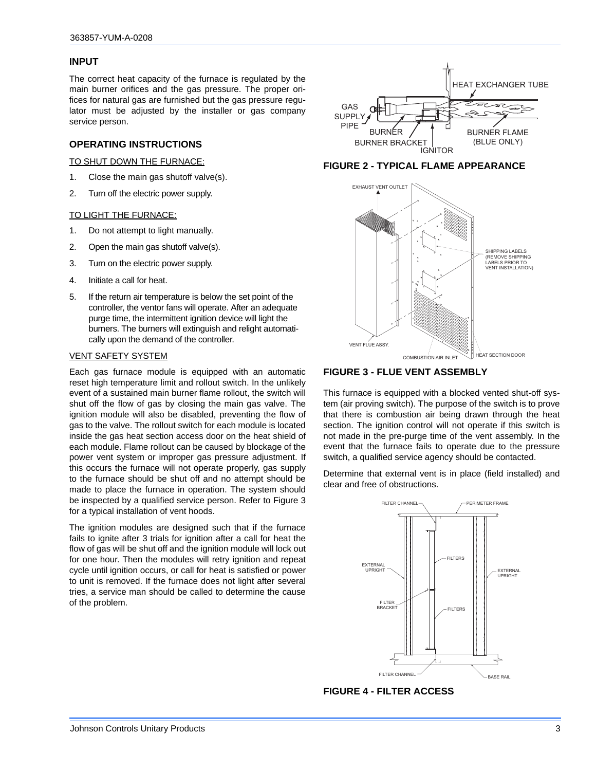## INPUT

The correct heat capacity of the furnace is regulated by the main burner orifices and the gas pressure. The proper orifices for natural gas are furnished but the gas pressure regulator must be adjusted by the installer or gas company service person.

## OPERATING INSTRUCTIONS

TO SHUT DOWN THE FURNACE:

1. Close the main gas shutoff valve(s).
2. Turn off the electric power supply.

TO LIGHT THE FURNACE:

1. Do not attempt to light manually.
2. Open the main gas shutoff valve(s).
3. Turn on the electric power supply.
4. Initiate a call for heat.
5. If the return air temperature is below the set point of the controller, the ventor fans will operate. After an adequate purge time, the intermittent ignition device will light the burners. The burners will extinguish and relight automatically upon the demand of the controller.

VENT SAFETY SYSTEM

Each gas furnace module is equipped with an automatic reset high temperature limit and rollout switch. In the unlikely event of a sustained main burner flame rollout, the switch will shut off the flow of gas by closing the main gas valve. The ignition module will also be disabled, preventing the flow of gas to the valve. The rollout switch for each module is located inside the gas heat section access door on the heat shield of each module. Flame rollout can be caused by blockage of the power vent system or improper gas pressure adjustment. If this occurs the furnace will not operate properly, gas supply to the furnace should be shut off and no attempt should be made to place the furnace in operation. The system should be inspected by a qualified service person. Refer to Figure 3 for a typical installation of vent hoods.

The ignition modules are designed such that if the furnace fails to ignite after 3 trials for ignition after a call for heat the flow of gas will be shut off and the ignition module will lock out for one hour. Then the modules will retry ignition and repeat cycle until ignition occurs, or call for heat is satisfied or power to unit is removed. If the furnace does not light after several tries, a service man should be called to determine the cause of the problem.

HEAT EXCHANGER TUBE, GAS SUPPLY PIPE, BURNER, BURNER BRACKET, IGNITOR, BURNER FLAME (BLUE ONLY)

**FIGURE 2 - TYPICAL FLAME APPEARANCE**

EXHAUST VENT OUTLET, SHIPPING LABELS (REMOVE SHIPPING LABELS PRIOR TO VENT INSTALLATION), VENT FLUE ASSY., COMBUSTION AIR INLET, HEAT SECTION DOOR

**FIGURE 3 - FLUE VENT ASSEMBLY**

This furnace is equipped with a blocked vented shut-off system (air proving switch). The purpose of the switch is to prove that there is combustion air being drawn through the heat section. The ignition control will not operate if this switch is not made in the pre-purge time of the vent assembly. In the event that the furnace fails to operate due to the pressure switch, a qualified service agency should be contacted.

Determine that external vent is in place (field installed) and clear and free of obstructions.

FILTER CHANNEL, PERIMETER FRAME, FILTERS, EXTERNAL UPRIGHT, EXTERNAL UPRIGHT, FILTER BRACKET, FILTERS, FILTER CHANNEL, BASE RAIL

**FIGURE 4 - FILTER ACCESS**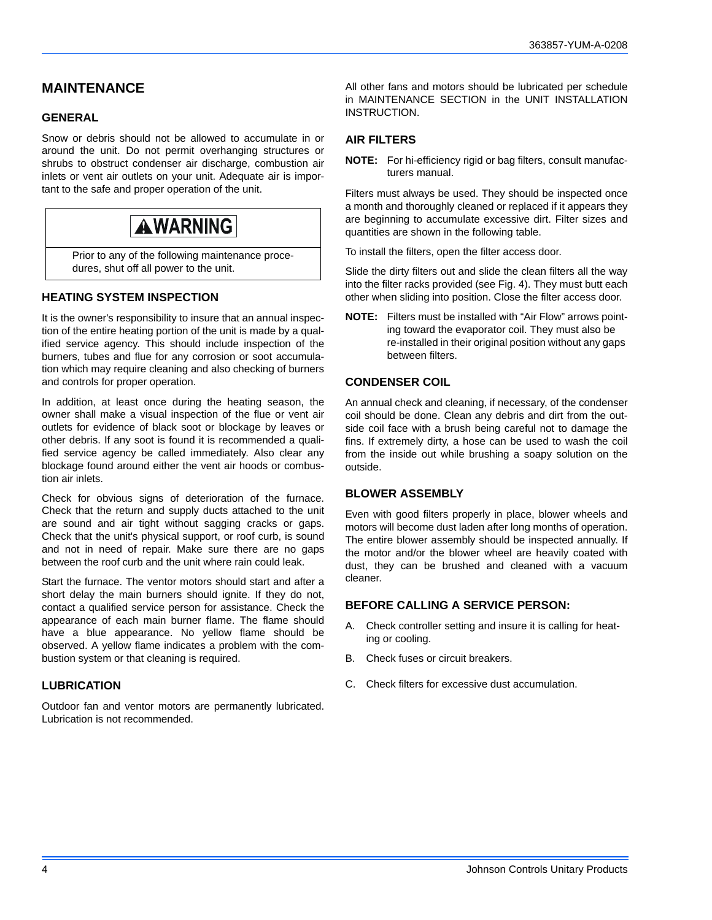# MAINTENANCE

## GENERAL

Snow or debris should not be allowed to accumulate in or around the unit. Do not permit overhanging structures or shrubs to obstruct condenser air discharge, combustion air inlets or vent air outlets on your unit. Adequate air is important to the safe and proper operation of the unit.

> **⚠WARNING**
>
> Prior to any of the following maintenance procedures, shut off all power to the unit.

## HEATING SYSTEM INSPECTION

It is the owner's responsibility to insure that an annual inspection of the entire heating portion of the unit is made by a qualified service agency. This should include inspection of the burners, tubes and flue for any corrosion or soot accumulation which may require cleaning and also checking of burners and controls for proper operation.

In addition, at least once during the heating season, the owner shall make a visual inspection of the flue or vent air outlets for evidence of black soot or blockage by leaves or other debris. If any soot is found it is recommended a qualified service agency be called immediately. Also clear any blockage found around either the vent air hoods or combustion air inlets.

Check for obvious signs of deterioration of the furnace. Check that the return and supply ducts attached to the unit are sound and air tight without sagging cracks or gaps. Check that the unit's physical support, or roof curb, is sound and not in need of repair. Make sure there are no gaps between the roof curb and the unit where rain could leak.

Start the furnace. The ventor motors should start and after a short delay the main burners should ignite. If they do not, contact a qualified service person for assistance. Check the appearance of each main burner flame. The flame should have a blue appearance. No yellow flame should be observed. A yellow flame indicates a problem with the combustion system or that cleaning is required.

## LUBRICATION

Outdoor fan and ventor motors are permanently lubricated. Lubrication is not recommended.

All other fans and motors should be lubricated per schedule in MAINTENANCE SECTION in the UNIT INSTALLATION INSTRUCTION.

## AIR FILTERS

**NOTE:** For hi-efficiency rigid or bag filters, consult manufacturers manual.

Filters must always be used. They should be inspected once a month and thoroughly cleaned or replaced if it appears they are beginning to accumulate excessive dirt. Filter sizes and quantities are shown in the following table.

To install the filters, open the filter access door.

Slide the dirty filters out and slide the clean filters all the way into the filter racks provided (see Fig. 4). They must butt each other when sliding into position. Close the filter access door.

**NOTE:** Filters must be installed with "Air Flow" arrows pointing toward the evaporator coil. They must also be re-installed in their original position without any gaps between filters.

## CONDENSER COIL

An annual check and cleaning, if necessary, of the condenser coil should be done. Clean any debris and dirt from the outside coil face with a brush being careful not to damage the fins. If extremely dirty, a hose can be used to wash the coil from the inside out while brushing a soapy solution on the outside.

## BLOWER ASSEMBLY

Even with good filters properly in place, blower wheels and motors will become dust laden after long months of operation. The entire blower assembly should be inspected annually. If the motor and/or the blower wheel are heavily coated with dust, they can be brushed and cleaned with a vacuum cleaner.

## BEFORE CALLING A SERVICE PERSON:

A. Check controller setting and insure it is calling for heating or cooling.

B. Check fuses or circuit breakers.

C. Check filters for excessive dust accumulation.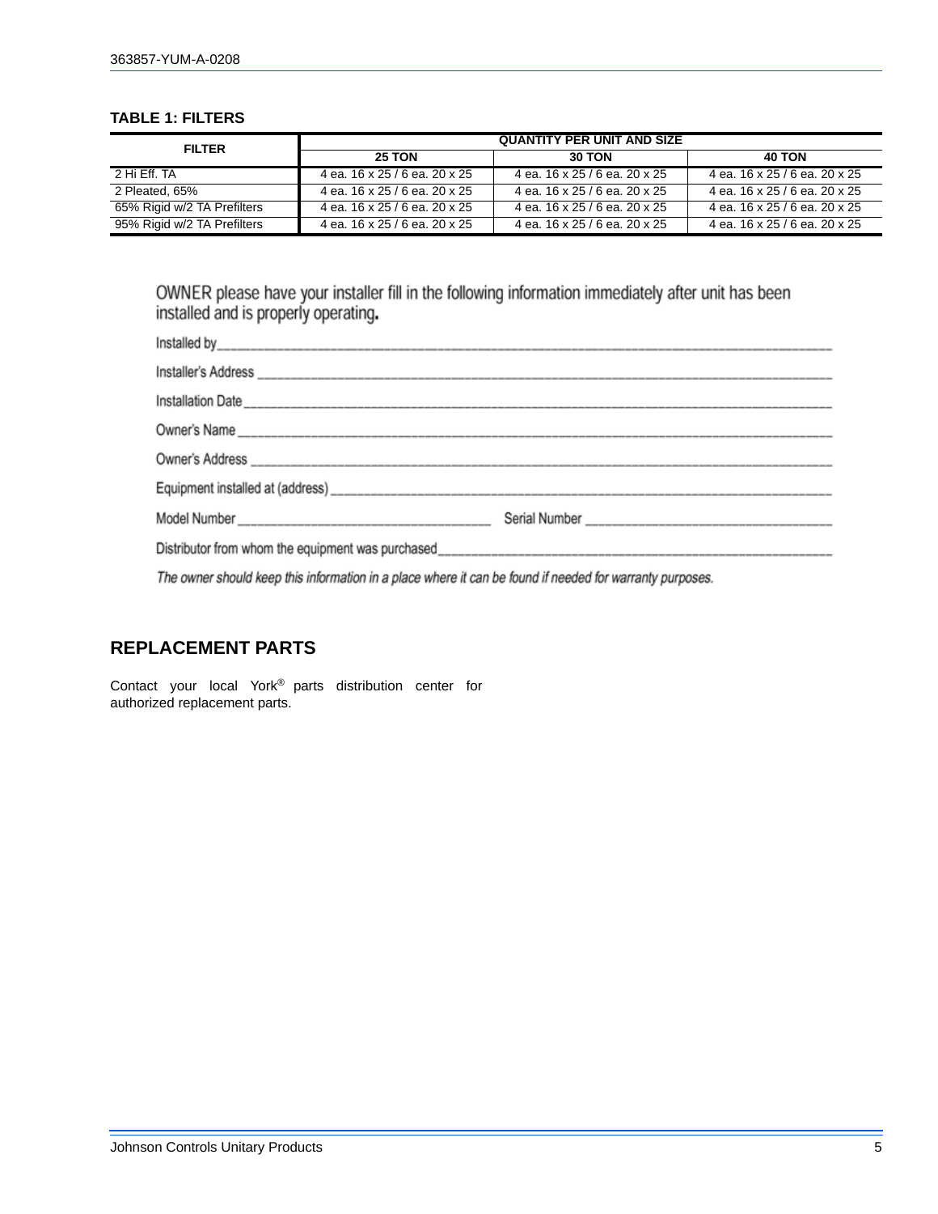**TABLE 1: FILTERS**

| FILTER | QUANTITY PER UNIT AND SIZE | | |
|---|---|---|---|
| | 25 TON | 30 TON | 40 TON |
| 2 Hi Eff. TA | 4 ea. 16 x 25 / 6 ea. 20 x 25 | 4 ea. 16 x 25 / 6 ea. 20 x 25 | 4 ea. 16 x 25 / 6 ea. 20 x 25 |
| 2 Pleated, 65% | 4 ea. 16 x 25 / 6 ea. 20 x 25 | 4 ea. 16 x 25 / 6 ea. 20 x 25 | 4 ea. 16 x 25 / 6 ea. 20 x 25 |
| 65% Rigid w/2 TA Prefilters | 4 ea. 16 x 25 / 6 ea. 20 x 25 | 4 ea. 16 x 25 / 6 ea. 20 x 25 | 4 ea. 16 x 25 / 6 ea. 20 x 25 |
| 95% Rigid w/2 TA Prefilters | 4 ea. 16 x 25 / 6 ea. 20 x 25 | 4 ea. 16 x 25 / 6 ea. 20 x 25 | 4 ea. 16 x 25 / 6 ea. 20 x 25 |

OWNER please have your installer fill in the following information immediately after unit has been installed and is properly operating.

Installed by______________________________________________

Installer's Address ______________________________________________

Installation Date ______________________________________________

Owner's Name ______________________________________________

Owner's Address ______________________________________________

Equipment installed at (address) ______________________________________________

Model Number ______________________ Serial Number ______________________

Distributor from whom the equipment was purchased______________________________

*The owner should keep this information in a place where it can be found if needed for warranty purposes.*

## REPLACEMENT PARTS

Contact your local York® parts distribution center for authorized replacement parts.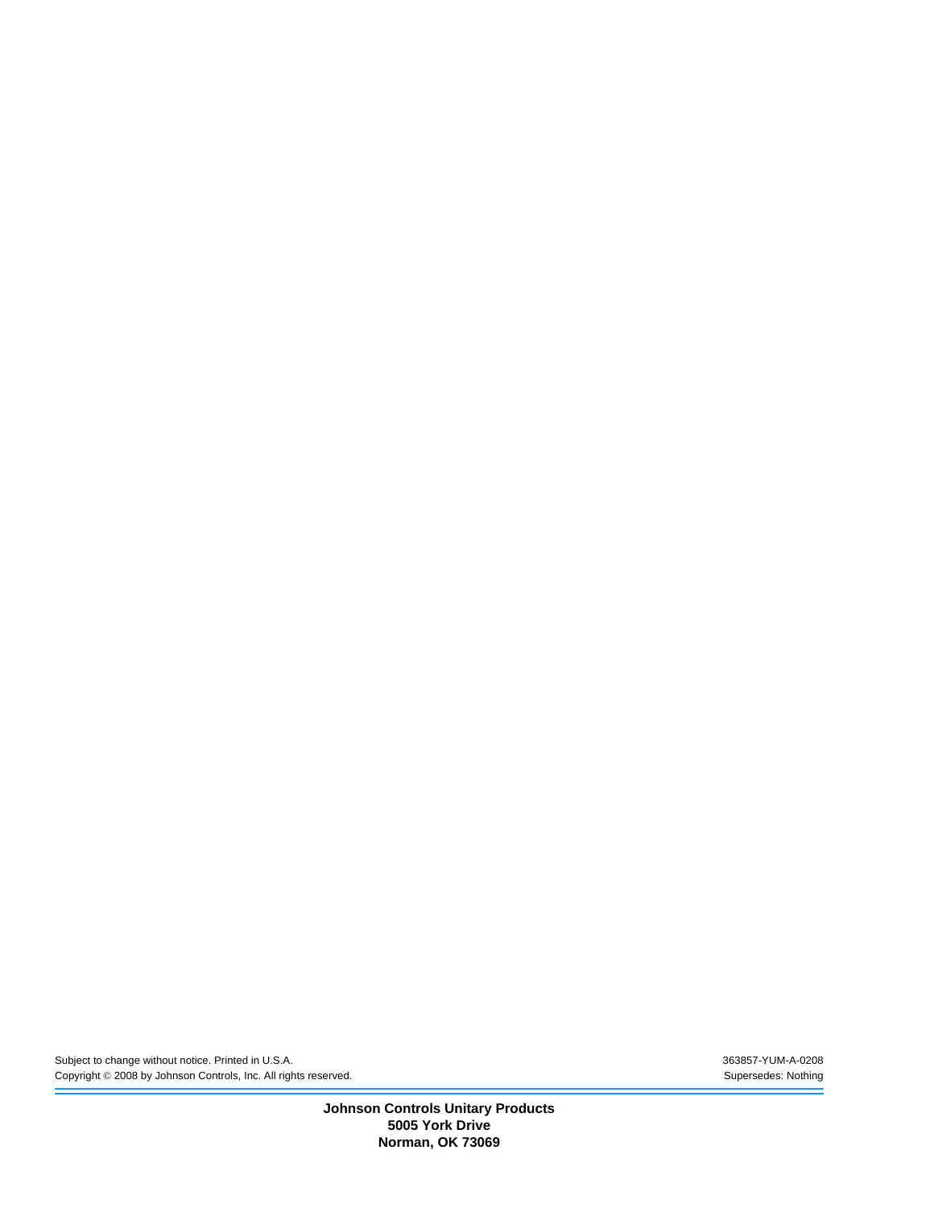Subject to change without notice. Printed in U.S.A.
Copyright © 2008 by Johnson Controls, Inc. All rights reserved.

363857-YUM-A-0208
Supersedes: Nothing

**Johnson Controls Unitary Products**
**5005 York Drive**
**Norman, OK 73069**